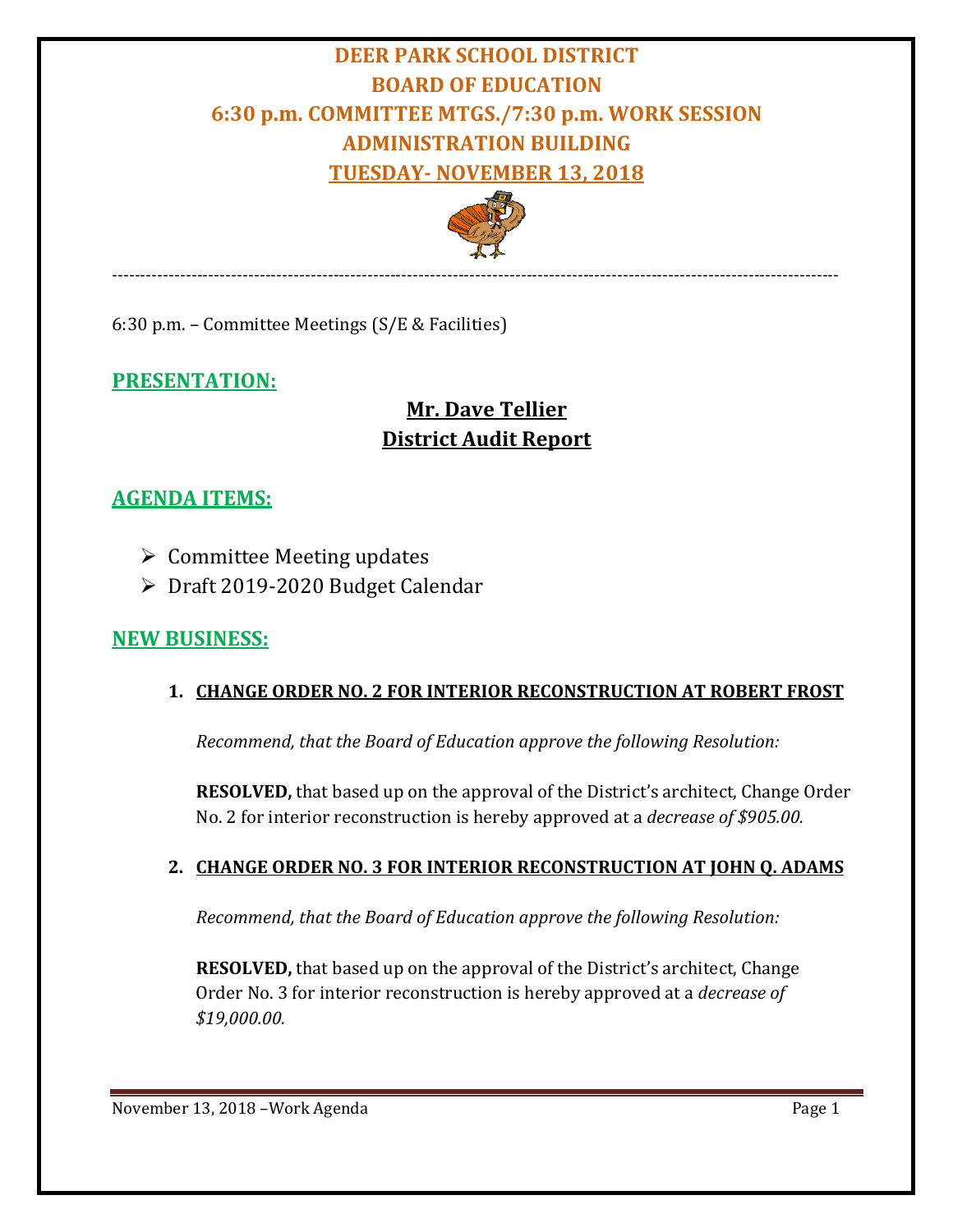# DEER PARK SCHOOL DISTRICT
# BOARD OF EDUCATION
# 6:30 p.m. COMMITTEE MTGS./7:30 p.m. WORK SESSION
# ADMINISTRATION BUILDING
# TUESDAY- NOVEMBER 13, 2018

---

6:30 p.m. – Committee Meetings (S/E & Facilities)

## PRESENTATION:

**Mr. Dave Tellier**
**District Audit Report**

## AGENDA ITEMS:

- Committee Meeting updates
- Draft 2019-2020 Budget Calendar

## NEW BUSINESS:

1. **CHANGE ORDER NO. 2 FOR INTERIOR RECONSTRUCTION AT ROBERT FROST**

   *Recommend, that the Board of Education approve the following Resolution:*

   **RESOLVED,** that based up on the approval of the District's architect, Change Order No. 2 for interior reconstruction is hereby approved at a *decrease of $905.00.*

2. **CHANGE ORDER NO. 3 FOR INTERIOR RECONSTRUCTION AT JOHN Q. ADAMS**

   *Recommend, that the Board of Education approve the following Resolution:*

   **RESOLVED,** that based up on the approval of the District's architect, Change Order No. 3 for interior reconstruction is hereby approved at a *decrease of $19,000.00.*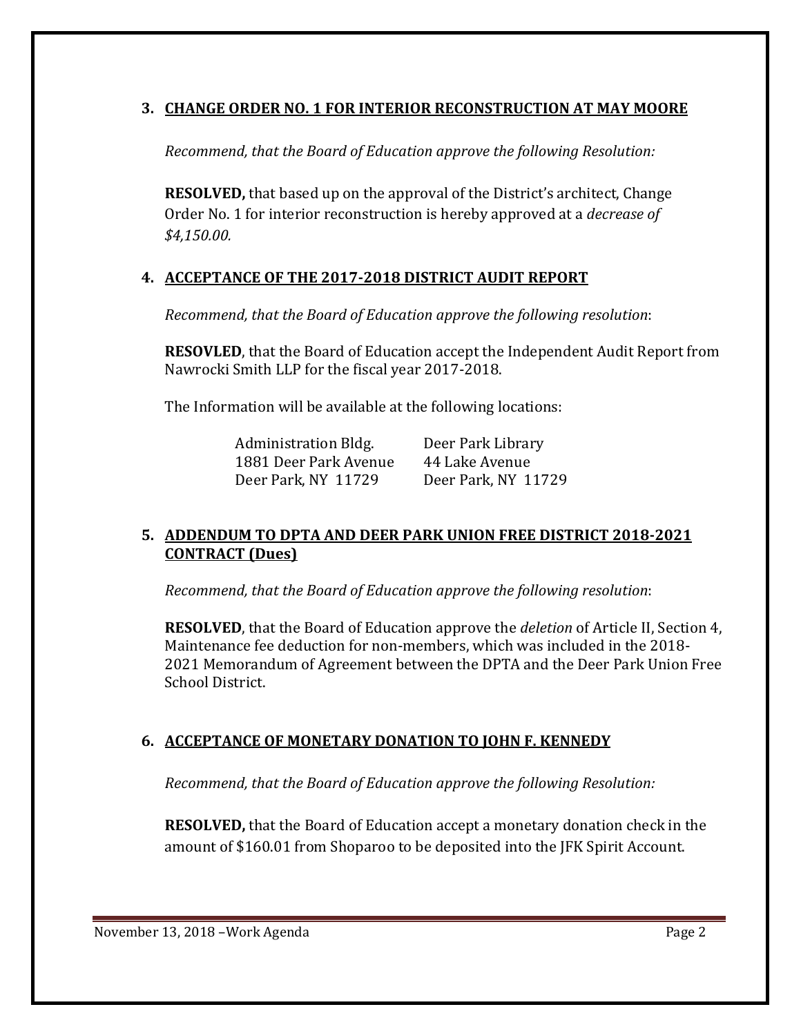### 3. CHANGE ORDER NO. 1 FOR INTERIOR RECONSTRUCTION AT MAY MOORE

*Recommend, that the Board of Education approve the following Resolution:*

**RESOLVED,** that based up on the approval of the District's architect, Change Order No. 1 for interior reconstruction is hereby approved at a *decrease of $4,150.00.*

### 4. ACCEPTANCE OF THE 2017-2018 DISTRICT AUDIT REPORT

*Recommend, that the Board of Education approve the following resolution*:

**RESOVLED**, that the Board of Education accept the Independent Audit Report from Nawrocki Smith LLP for the fiscal year 2017-2018.

The Information will be available at the following locations:

| | |
|---|---|
| Administration Bldg. | Deer Park Library |
| 1881 Deer Park Avenue | 44 Lake Avenue |
| Deer Park, NY 11729 | Deer Park, NY 11729 |

### 5. ADDENDUM TO DPTA AND DEER PARK UNION FREE DISTRICT 2018-2021 CONTRACT (Dues)

*Recommend, that the Board of Education approve the following resolution*:

**RESOLVED**, that the Board of Education approve the *deletion* of Article II, Section 4, Maintenance fee deduction for non-members, which was included in the 2018-2021 Memorandum of Agreement between the DPTA and the Deer Park Union Free School District.

### 6. ACCEPTANCE OF MONETARY DONATION TO JOHN F. KENNEDY

*Recommend, that the Board of Education approve the following Resolution:*

**RESOLVED,** that the Board of Education accept a monetary donation check in the amount of $160.01 from Shoparoo to be deposited into the JFK Spirit Account.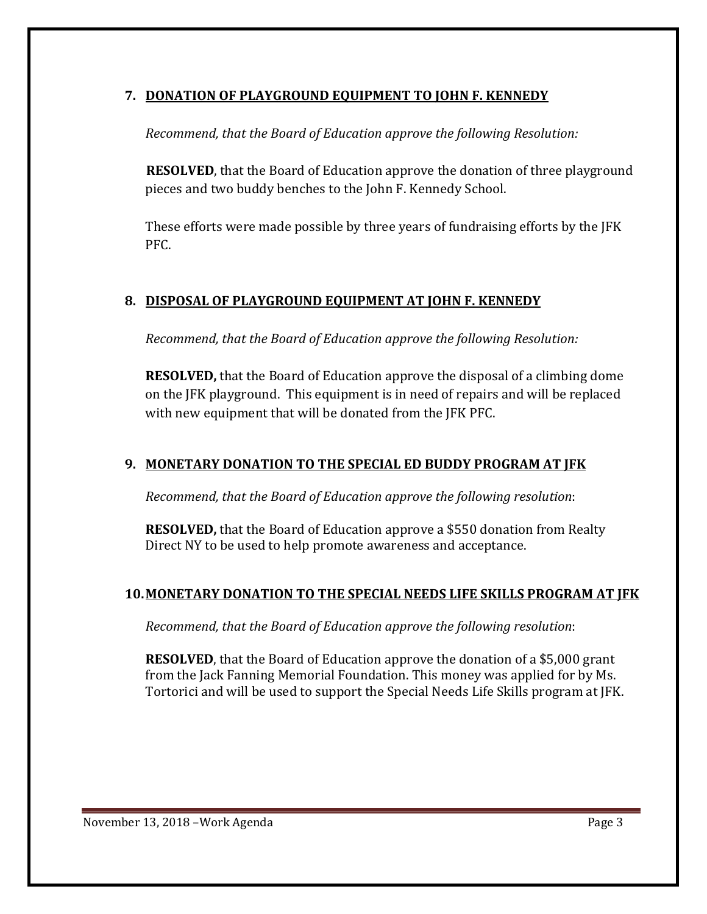**7. <u>DONATION OF PLAYGROUND EQUIPMENT TO JOHN F. KENNEDY</u>**

*Recommend, that the Board of Education approve the following Resolution:*

**RESOLVED**, that the Board of Education approve the donation of three playground pieces and two buddy benches to the John F. Kennedy School.

These efforts were made possible by three years of fundraising efforts by the JFK PFC.

**8. <u>DISPOSAL OF PLAYGROUND EQUIPMENT AT JOHN F. KENNEDY</u>**

*Recommend, that the Board of Education approve the following Resolution:*

**RESOLVED,** that the Board of Education approve the disposal of a climbing dome on the JFK playground. This equipment is in need of repairs and will be replaced with new equipment that will be donated from the JFK PFC.

**9. <u>MONETARY DONATION TO THE SPECIAL ED BUDDY PROGRAM AT JFK</u>**

*Recommend, that the Board of Education approve the following resolution*:

**RESOLVED,** that the Board of Education approve a $550 donation from Realty Direct NY to be used to help promote awareness and acceptance.

**10. <u>MONETARY DONATION TO THE SPECIAL NEEDS LIFE SKILLS PROGRAM AT JFK</u>**

*Recommend, that the Board of Education approve the following resolution*:

**RESOLVED**, that the Board of Education approve the donation of a $5,000 grant from the Jack Fanning Memorial Foundation. This money was applied for by Ms. Tortorici and will be used to support the Special Needs Life Skills program at JFK.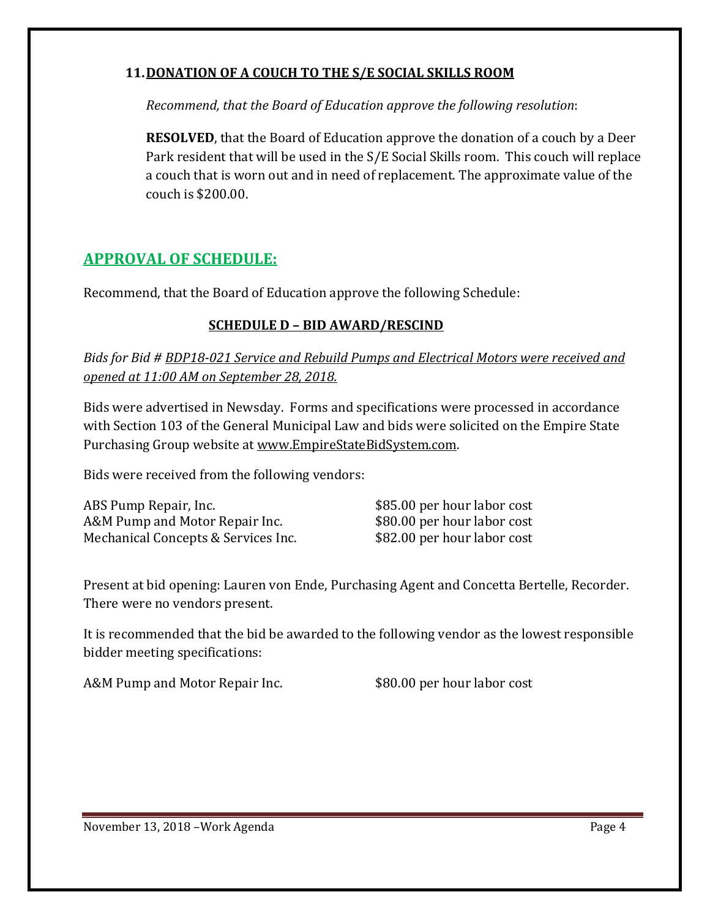### 11. DONATION OF A COUCH TO THE S/E SOCIAL SKILLS ROOM

*Recommend, that the Board of Education approve the following resolution*:

**RESOLVED**, that the Board of Education approve the donation of a couch by a Deer Park resident that will be used in the S/E Social Skills room. This couch will replace a couch that is worn out and in need of replacement. The approximate value of the couch is $200.00.

## APPROVAL OF SCHEDULE:

Recommend, that the Board of Education approve the following Schedule:

### SCHEDULE D – BID AWARD/RESCIND

*Bids for Bid # BDP18-021 Service and Rebuild Pumps and Electrical Motors were received and opened at 11:00 AM on September 28, 2018.*

Bids were advertised in Newsday. Forms and specifications were processed in accordance with Section 103 of the General Municipal Law and bids were solicited on the Empire State Purchasing Group website at www.EmpireStateBidSystem.com.

Bids were received from the following vendors:

| | |
|---|---|
| ABS Pump Repair, Inc. | $85.00 per hour labor cost |
| A&M Pump and Motor Repair Inc. | $80.00 per hour labor cost |
| Mechanical Concepts & Services Inc. | $82.00 per hour labor cost |

Present at bid opening: Lauren von Ende, Purchasing Agent and Concetta Bertelle, Recorder. There were no vendors present.

It is recommended that the bid be awarded to the following vendor as the lowest responsible bidder meeting specifications:

A&M Pump and Motor Repair Inc. $80.00 per hour labor cost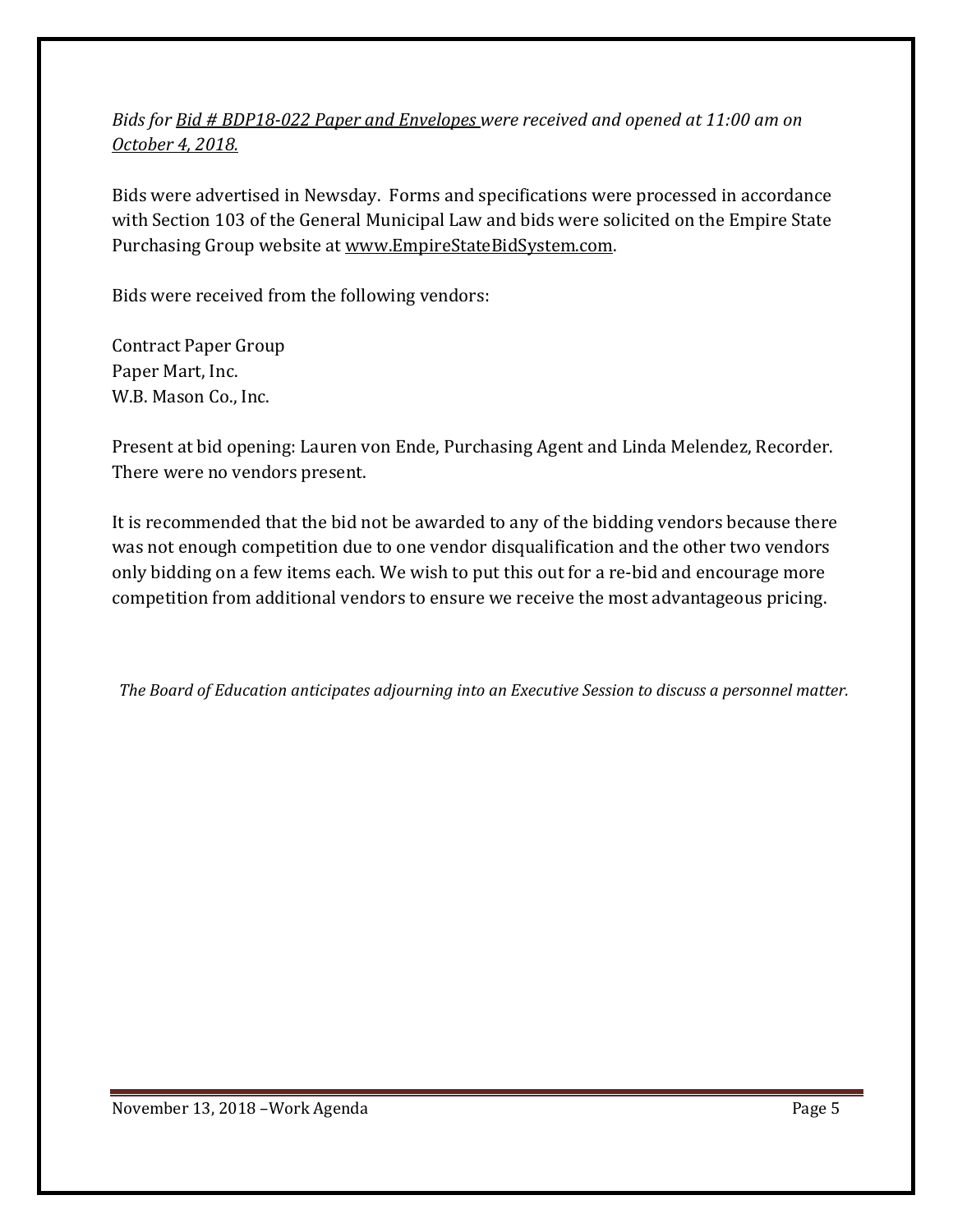*Bids for Bid # BDP18-022 Paper and Envelopes were received and opened at 11:00 am on October 4, 2018.*

Bids were advertised in Newsday. Forms and specifications were processed in accordance with Section 103 of the General Municipal Law and bids were solicited on the Empire State Purchasing Group website at www.EmpireStateBidSystem.com.

Bids were received from the following vendors:

Contract Paper Group
Paper Mart, Inc.
W.B. Mason Co., Inc.

Present at bid opening: Lauren von Ende, Purchasing Agent and Linda Melendez, Recorder. There were no vendors present.

It is recommended that the bid not be awarded to any of the bidding vendors because there was not enough competition due to one vendor disqualification and the other two vendors only bidding on a few items each. We wish to put this out for a re-bid and encourage more competition from additional vendors to ensure we receive the most advantageous pricing.

*The Board of Education anticipates adjourning into an Executive Session to discuss a personnel matter.*